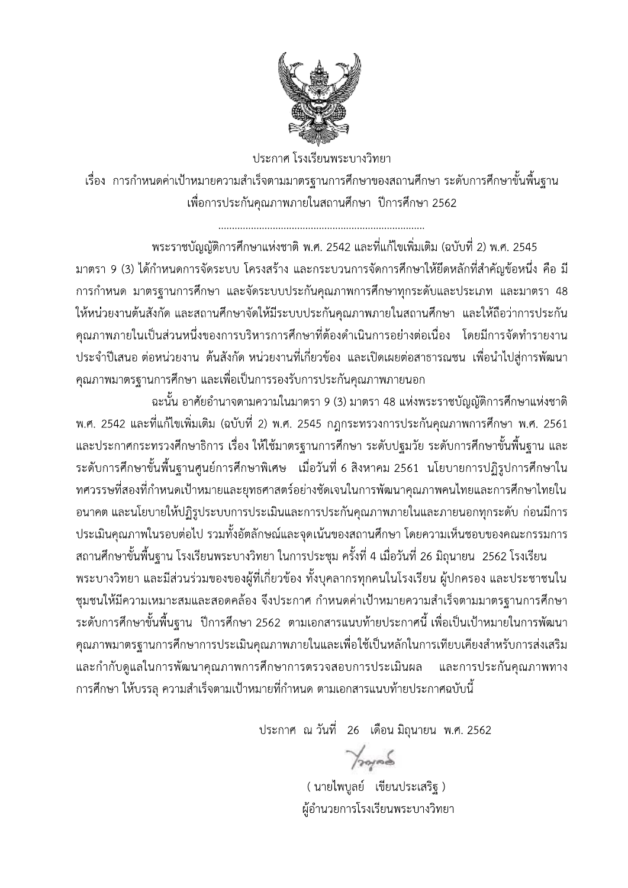ประกาศ โรงเรียนพระบางวิทยา

เรื่อง การกำหนดค่าเป้าหมายความสำเร็จตามมาตรฐานการศึกษาของสถานศึกษา ระดับการศึกษาขั้นพื้นฐาน เพื่อการประกันคุณภาพภายในสถานศึกษา ปีการศึกษา 2562

.............................................................................

พระราชบัญญัติการศึกษาแห่งชาติ พ.ศ. 2542 และที่แก้ไขเพิ่มเติม (ฉบับที่ 2) พ.ศ. 2545 มาตรา 9 (3) ได้กำหนดการจัดระบบ โครงสร้าง และกระบวนการจัดการศึกษาให้ยึดหลักที่สำคัญข้อหนึ่ง คือ มีการกำหนด มาตรฐานการศึกษา และจัดระบบประกันคุณภาพการศึกษาทุกระดับและประเภท และมาตรา 48 ให้หน่วยงานต้นสังกัด และสถานศึกษาจัดให้มีระบบประกันคุณภาพภายในสถานศึกษา และให้ถือว่าการประกันคุณภาพภายในเป็นส่วนหนึ่งของการบริหารการศึกษาที่ต้องดำเนินการอย่างต่อเนื่อง โดยมีการจัดทำรายงานประจำปีเสนอ ต่อหน่วยงาน ต้นสังกัด หน่วยงานที่เกี่ยวข้อง และเปิดเผยต่อสาธารณชน เพื่อนำไปสู่การพัฒนาคุณภาพมาตรฐานการศึกษา และเพื่อเป็นการรองรับการประกันคุณภาพภายนอก

ฉะนั้น อาศัยอำนาจตามความในมาตรา 9 (3) มาตรา 48 แห่งพระราชบัญญัติการศึกษาแห่งชาติ พ.ศ. 2542 และที่แก้ไขเพิ่มเติม (ฉบับที่ 2) พ.ศ. 2545 กฎกระทรวงการประกันคุณภาพการศึกษา พ.ศ. 2561 และประกาศกระทรวงศึกษาธิการ เรื่อง ให้ใช้มาตรฐานการศึกษา ระดับปฐมวัย ระดับการศึกษาขั้นพื้นฐาน และระดับการศึกษาขั้นพื้นฐานศูนย์การศึกษาพิเศษ เมื่อวันที่ 6 สิงหาคม 2561 นโยบายการปฏิรูปการศึกษาในทศวรรษที่สองที่กำหนดเป้าหมายและยุทธศาสตร์อย่างชัดเจนในการพัฒนาคุณภาพคนไทยและการศึกษาไทยในอนาคต และนโยบายให้ปฏิรูประบบการประเมินและการประกันคุณภาพภายในและภายนอกทุกระดับ ก่อนมีการประเมินคุณภาพในรอบต่อไป รวมทั้งอัตลักษณ์และจุดเน้นของสถานศึกษา โดยความเห็นชอบของคณะกรรมการสถานศึกษาขั้นพื้นฐาน โรงเรียนพระบางวิทยา ในการประชุม ครั้งที่ 4 เมื่อวันที่ 26 มิถุนายน 2562 โรงเรียนพระบางวิทยา และมีส่วนร่วมของของผู้ที่เกี่ยวข้อง ทั้งบุคลากรทุกคนในโรงเรียน ผู้ปกครอง และประชาชนในชุมชนให้มีความเหมาะสมและสอดคล้อง จึงประกาศ กำหนดค่าเป้าหมายความสำเร็จตามมาตรฐานการศึกษาระดับการศึกษาขั้นพื้นฐาน ปีการศึกษา 2562 ตามเอกสารแนบท้ายประกาศนี้ เพื่อเป็นเป้าหมายในการพัฒนาคุณภาพมาตรฐานการศึกษาการประเมินคุณภาพภายในและเพื่อใช้เป็นหลักในการเทียบเคียงสำหรับการส่งเสริมและกำกับดูแลในการพัฒนาคุณภาพการศึกษาการตรวจสอบการประเมินผล และการประกันคุณภาพทางการศึกษา ให้บรรลุ ความสำเร็จตามเป้าหมายที่กำหนด ตามเอกสารแนบท้ายประกาศฉบับนี้

ประกาศ ณ วันที่ 26 เดือน มิถุนายน พ.ศ. 2562

( นายไพบูลย์ เขียนประเสริฐ )

ผู้อำนวยการโรงเรียนพระบางวิทยา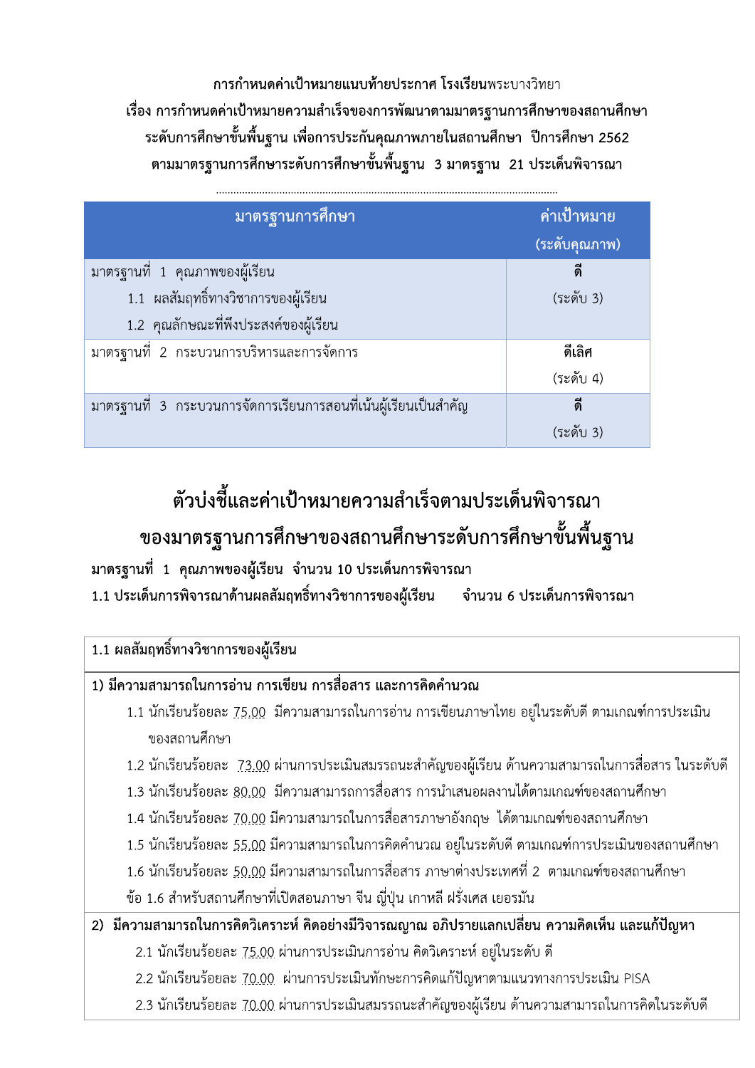**การกำหนดค่าเป้าหมายแนบท้ายประกาศ โรงเรียน**พระบางวิทยา
**เรื่อง การกำหนดค่าเป้าหมายความสำเร็จของการพัฒนาตามมาตรฐานการศึกษาของสถานศึกษา**
**ระดับการศึกษาขั้นพื้นฐาน เพื่อการประกันคุณภาพภายในสถานศึกษา ปีการศึกษา 2562**
**ตามมาตรฐานการศึกษาระดับการศึกษาขั้นพื้นฐาน 3 มาตรฐาน 21 ประเด็นพิจารณา**

| มาตรฐานการศึกษา | ค่าเป้าหมาย (ระดับคุณภาพ) |
|---|---|
| มาตรฐานที่ 1 คุณภาพของผู้เรียน<br>1.1 ผลสัมฤทธิ์ทางวิชาการของผู้เรียน<br>1.2 คุณลักษณะที่พึงประสงค์ของผู้เรียน | **ดี**<br>(ระดับ 3) |
| มาตรฐานที่ 2 กระบวนการบริหารและการจัดการ | **ดีเลิศ**<br>(ระดับ 4) |
| มาตรฐานที่ 3 กระบวนการจัดการเรียนการสอนที่เน้นผู้เรียนเป็นสำคัญ | **ดี**<br>(ระดับ 3) |

# ตัวบ่งชี้และค่าเป้าหมายความสำเร็จตามประเด็นพิจารณา ของมาตรฐานการศึกษาของสถานศึกษาระดับการศึกษาขั้นพื้นฐาน

**มาตรฐานที่ 1 คุณภาพของผู้เรียน จำนวน 10 ประเด็นการพิจารณา**

**1.1 ประเด็นการพิจารณาด้านผลสัมฤทธิ์ทางวิชาการของผู้เรียน จำนวน 6 ประเด็นการพิจารณา**

| 1.1 ผลสัมฤทธิ์ทางวิชาการของผู้เรียน |
|---|
| **1) มีความสามารถในการอ่าน การเขียน การสื่อสาร และการคิดคำนวณ**<br>1.1 นักเรียนร้อยละ 75.00 มีความสามารถในการอ่าน การเขียนภาษาไทย อยู่ในระดับดี ตามเกณฑ์การประเมินของสถานศึกษา<br>1.2 นักเรียนร้อยละ 73.00 ผ่านการประเมินสมรรถนะสำคัญของผู้เรียน ด้านความสามารถในการสื่อสาร ในระดับดี<br>1.3 นักเรียนร้อยละ 80.00 มีความสามารถการสื่อสาร การนำเสนอผลงานได้ตามเกณฑ์ของสถานศึกษา<br>1.4 นักเรียนร้อยละ 70.00 มีความสามารถในการสื่อสารภาษาอังกฤษ ได้ตามเกณฑ์ของสถานศึกษา<br>1.5 นักเรียนร้อยละ 55.00 มีความสามารถในการคิดคำนวณ อยู่ในระดับดี ตามเกณฑ์การประเมินของสถานศึกษา<br>1.6 นักเรียนร้อยละ 50.00 มีความสามารถในการสื่อสาร ภาษาต่างประเทศที่ 2 ตามเกณฑ์ของสถานศึกษา<br>ข้อ 1.6 สำหรับสถานศึกษาที่เปิดสอนภาษา จีน ญี่ปุ่น เกาหลี ฝรั่งเศส เยอรมัน |
| **2) มีความสามารถในการคิดวิเคราะห์ คิดอย่างมีวิจารณญาณ อภิปรายแลกเปลี่ยน ความคิดเห็น และแก้ปัญหา**<br>2.1 นักเรียนร้อยละ 75.00 ผ่านการประเมินการอ่าน คิดวิเคราะห์ อยู่ในระดับ ดี<br>2.2 นักเรียนร้อยละ 70.00 ผ่านการประเมินทักษะการคิดแก้ปัญหาตามแนวทางการประเมิน PISA<br>2.3 นักเรียนร้อยละ 70.00 ผ่านการประเมินสมรรถนะสำคัญของผู้เรียน ด้านความสามารถในการคิดในระดับดี |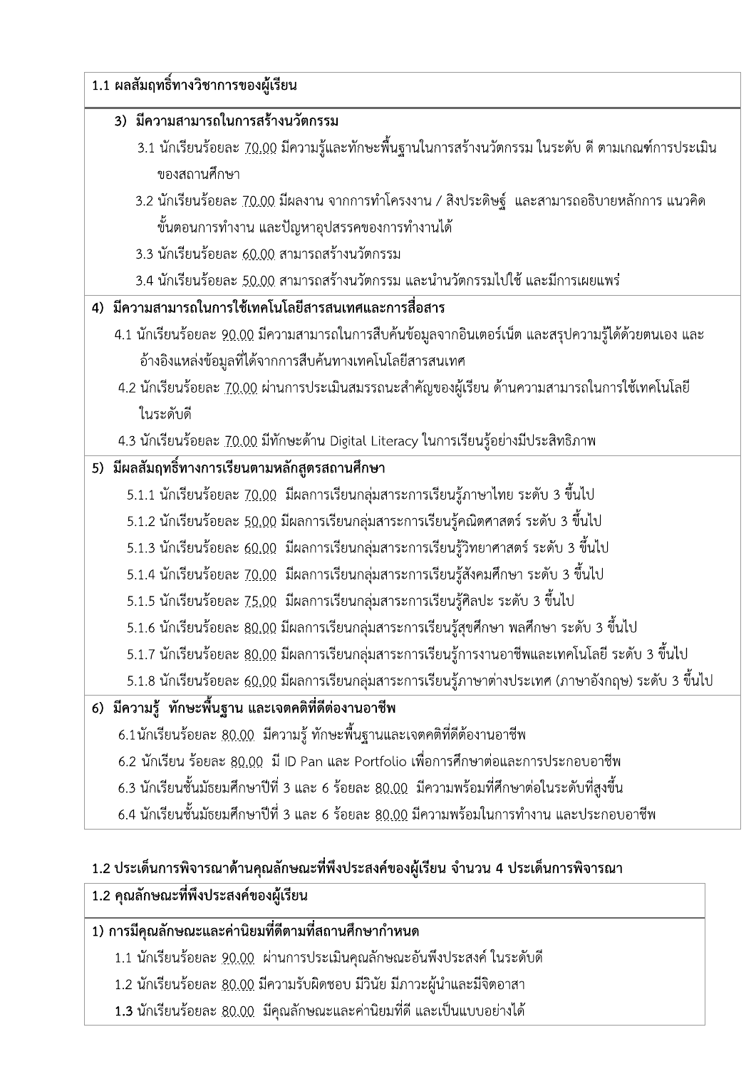| 1.1 ผลสัมฤทธิ์ทางวิชาการของผู้เรียน |
| --- |
| **3) มีความสามารถในการสร้างนวัตกรรม**<br>3.1 นักเรียนร้อยละ 70.00 มีความรู้และทักษะพื้นฐานในการสร้างนวัตกรรม ในระดับ ดี ตามเกณฑ์การประเมินของสถานศึกษา<br>3.2 นักเรียนร้อยละ 70.00 มีผลงาน จากการทำโครงงาน / สิ่งประดิษฐ์ และสามารถอธิบายหลักการ แนวคิด ขั้นตอนการทำงาน และปัญหาอุปสรรคของการทำงานได้<br>3.3 นักเรียนร้อยละ 60.00 สามารถสร้างนวัตกรรม<br>3.4 นักเรียนร้อยละ 50.00 สามารถสร้างนวัตกรรม และนำนวัตกรรมไปใช้ และมีการเผยแพร่ |
| **4) มีความสามารถในการใช้เทคโนโลยีสารสนเทศและการสื่อสาร**<br>4.1 นักเรียนร้อยละ 90.00 มีความสามารถในการสืบค้นข้อมูลจากอินเตอร์เน็ต และสรุปความรู้ได้ด้วยตนเอง และอ้างอิงแหล่งข้อมูลที่ได้จากการสืบค้นทางเทคโนโลยีสารสนเทศ<br>4.2 นักเรียนร้อยละ 70.00 ผ่านการประเมินสมรรถนะสำคัญของผู้เรียน ด้านความสามารถในการใช้เทคโนโลยี ในระดับดี<br>4.3 นักเรียนร้อยละ 70.00 มีทักษะด้าน Digital Literacy ในการเรียนรู้อย่างมีประสิทธิภาพ |
| **5) มีผลสัมฤทธิ์ทางการเรียนตามหลักสูตรสถานศึกษา**<br>5.1.1 นักเรียนร้อยละ 70.00 มีผลการเรียนกลุ่มสาระการเรียนรู้ภาษาไทย ระดับ 3 ขึ้นไป<br>5.1.2 นักเรียนร้อยละ 50.00 มีผลการเรียนกลุ่มสาระการเรียนรู้คณิตศาสตร์ ระดับ 3 ขึ้นไป<br>5.1.3 นักเรียนร้อยละ 60.00 มีผลการเรียนกลุ่มสาระการเรียนรู้วิทยาศาสตร์ ระดับ 3 ขึ้นไป<br>5.1.4 นักเรียนร้อยละ 70.00 มีผลการเรียนกลุ่มสาระการเรียนรู้สังคมศึกษา ระดับ 3 ขึ้นไป<br>5.1.5 นักเรียนร้อยละ 75.00 มีผลการเรียนกลุ่มสาระการเรียนรู้ศิลปะ ระดับ 3 ขึ้นไป<br>5.1.6 นักเรียนร้อยละ 80.00 มีผลการเรียนกลุ่มสาระการเรียนรู้สุขศึกษา พลศึกษา ระดับ 3 ขึ้นไป<br>5.1.7 นักเรียนร้อยละ 80.00 มีผลการเรียนกลุ่มสาระการเรียนรู้การงานอาชีพและเทคโนโลยี ระดับ 3 ขึ้นไป<br>5.1.8 นักเรียนร้อยละ 60.00 มีผลการเรียนกลุ่มสาระการเรียนรู้ภาษาต่างประเทศ (ภาษาอังกฤษ) ระดับ 3 ขึ้นไป |
| **6) มีความรู้ ทักษะพื้นฐาน และเจตคติที่ดีต่องานอาชีพ**<br>6.1นักเรียนร้อยละ 80.00 มีความรู้ ทักษะพื้นฐานและเจตคติที่ดีต้องานอาชีพ<br>6.2 นักเรียน ร้อยละ 80.00 มี ID Pan และ Portfolio เพื่อการศึกษาต่อและการประกอบอาชีพ<br>6.3 นักเรียนชั้นมัธยมศึกษาปีที่ 3 และ 6 ร้อยละ 80.00 มีความพร้อมที่ศึกษาต่อในระดับที่สูงขึ้น<br>6.4 นักเรียนชั้นมัธยมศึกษาปีที่ 3 และ 6 ร้อยละ 80.00 มีความพร้อมในการทำงาน และประกอบอาชีพ |

**1.2 ประเด็นการพิจารณาด้านคุณลักษณะที่พึงประสงค์ของผู้เรียน จำนวน 4 ประเด็นการพิจารณา**

| 1.2 คุณลักษณะที่พึงประสงค์ของผู้เรียน |
| --- |
| **1) การมีคุณลักษณะและค่านิยมที่ดีตามที่สถานศึกษากำหนด**<br>1.1 นักเรียนร้อยละ 90.00 ผ่านการประเมินคุณลักษณะอันพึงประสงค์ ในระดับดี<br>1.2 นักเรียนร้อยละ 80.00 มีความรับผิดชอบ มีวินัย มีภาวะผู้นำและมีจิตอาสา<br>**1.3** นักเรียนร้อยละ 80.00 มีคุณลักษณะและค่านิยมที่ดี และเป็นแบบอย่างได้ |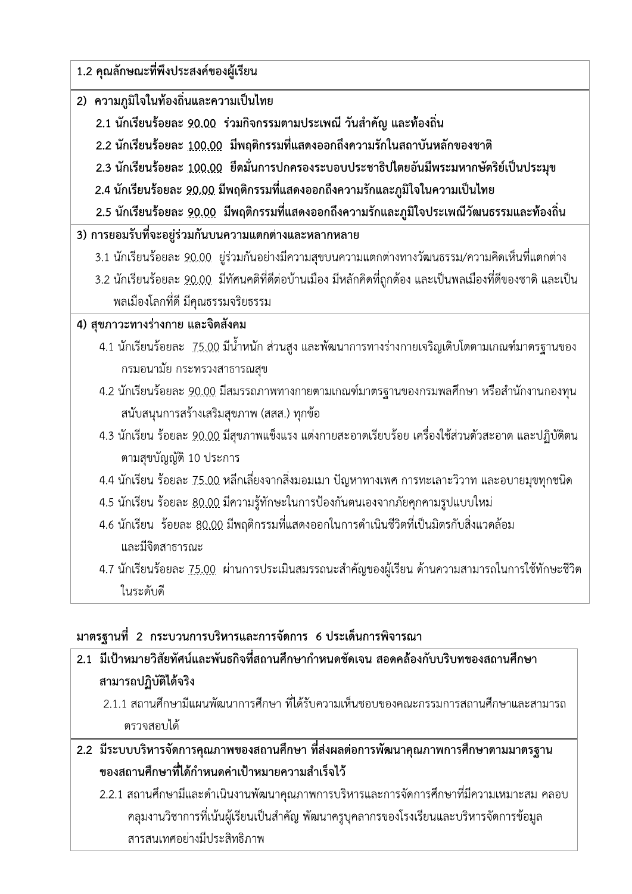**1.2 คุณลักษณะที่พึงประสงค์ของผู้เรียน**

**2) ความภูมิใจในท้องถิ่นและความเป็นไทย**

**2.1 นักเรียนร้อยละ 90.00 ร่วมกิจกรรมตามประเพณี วันสำคัญ และท้องถิ่น**

**2.2 นักเรียนร้อยละ 100.00 มีพฤติกรรมที่แสดงออกถึงความรักในสถาบันหลักของชาติ**

**2.3 นักเรียนร้อยละ 100.00 ยึดมั่นการปกครองระบอบประชาธิปไตยอันมีพระมหากษัตริย์เป็นประมุข**

**2.4 นักเรียนร้อยละ 90.00 มีพฤติกรรมที่แสดงออกถึงความรักและภูมิใจในความเป็นไทย**

**2.5 นักเรียนร้อยละ 90.00 มีพฤติกรรมที่แสดงออกถึงความรักและภูมิใจประเพณีวัฒนธรรมและท้องถิ่น**

**3) การยอมรับที่จะอยู่ร่วมกันบนความแตกต่างและหลากหลาย**

3.1 นักเรียนร้อยละ 90.00 อยู่ร่วมกันอย่างมีความสุขบนความแตกต่างทางวัฒนธรรม/ความคิดเห็นที่แตกต่าง

3.2 นักเรียนร้อยละ 90.00 มีทัศนคติที่ดีต่อบ้านเมือง มีหลักคิดที่ถูกต้อง และเป็นพลเมืองที่ดีของชาติ และเป็นพลเมืองโลกที่ดี มีคุณธรรมจริยธรรม

**4) สุขภาวะทางร่างกาย และจิตสังคม**

4.1 นักเรียนร้อยละ 75.00 มีน้ำหนัก ส่วนสูง และพัฒนาการทางร่างกายเจริญเติบโตตามเกณฑ์มาตรฐานของกรมอนามัย กระทรวงสาธารณสุข

4.2 นักเรียนร้อยละ 90.00 มีสมรรถภาพทางกายตามเกณฑ์มาตรฐานของกรมพลศึกษา หรือสำนักงานกองทุนสนับสนุนการสร้างเสริมสุขภาพ (สสส.) ทุกข้อ

4.3 นักเรียน ร้อยละ 90.00 มีสุขภาพแข็งแรง แต่งกายสะอาดเรียบร้อย เครื่องใช้ส่วนตัวสะอาด และปฏิบัติตนตามสุขบัญญัติ 10 ประการ

4.4 นักเรียน ร้อยละ 75.00 หลีกเลี่ยงจากสิ่งมอมเมา ปัญหาทางเพศ การทะเลาะวิวาท และอบายมุขทุกชนิด

4.5 นักเรียน ร้อยละ 80.00 มีความรู้ทักษะในการป้องกันตนเองจากภัยคุกคามรูปแบบใหม่

4.6 นักเรียน ร้อยละ 80.00 มีพฤติกรรมที่แสดงออกในการดำเนินชีวิตที่เป็นมิตรกับสิ่งแวดล้อมและมีจิตสาธารณะ

4.7 นักเรียนร้อยละ 75.00 ผ่านการประเมินสมรรถนะสำคัญของผู้เรียน ด้านความสามารถในการใช้ทักษะชีวิตในระดับดี

**มาตรฐานที่ 2 กระบวนการบริหารและการจัดการ 6 ประเด็นการพิจารณา**

**2.1 มีเป้าหมายวิสัยทัศน์และพันธกิจที่สถานศึกษากำหนดชัดเจน สอดคล้องกับบริบทของสถานศึกษา สามารถปฏิบัติได้จริง**

2.1.1 สถานศึกษามีแผนพัฒนาการศึกษา ที่ได้รับความเห็นชอบของคณะกรรมการสถานศึกษาและสามารถตรวจสอบได้

**2.2 มีระบบบริหารจัดการคุณภาพของสถานศึกษา ที่ส่งผลต่อการพัฒนาคุณภาพการศึกษาตามมาตรฐานของสถานศึกษาที่ได้กำหนดค่าเป้าหมายความสำเร็จไว้**

2.2.1 สถานศึกษามีและดำเนินงานพัฒนาคุณภาพการบริหารและการจัดการศึกษาที่มีความเหมาะสม คลอบคลุมงานวิชาการที่เน้นผู้เรียนเป็นสำคัญ พัฒนาครูบุคลากรของโรงเรียนและบริหารจัดการข้อมูลสารสนเทศอย่างมีประสิทธิภาพ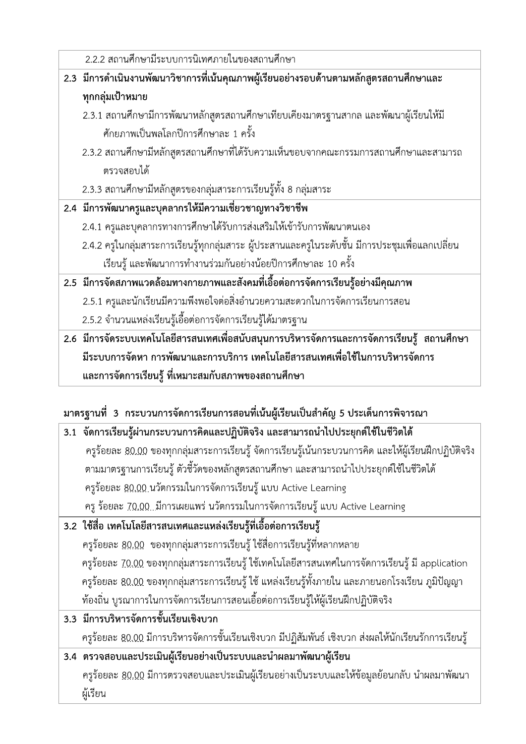| |
|---|
| 2.2.2 สถานศึกษามีระบบการนิเทศภายในของสถานศึกษา |
| **2.3 มีการดำเนินงานพัฒนาวิชาการที่เน้นคุณภาพผู้เรียนอย่างรอบด้านตามหลักสูตรสถานศึกษาและทุกกลุ่มเป้าหมาย**<br>2.3.1 สถานศึกษามีการพัฒนาหลักสูตรสถานศึกษาเทียบเคียงมาตรฐานสากล และพัฒนาผู้เรียนให้มีศักยภาพเป็นพลโลกปีการศึกษาละ 1 ครั้ง<br>2.3.2 สถานศึกษามีหลักสูตรสถานศึกษาที่ได้รับความเห็นชอบจากคณะกรรมการสถานศึกษาและสามารถตรวจสอบได้<br>2.3.3 สถานศึกษามีหลักสูตรของกลุ่มสาระการเรียนรู้ทั้ง 8 กลุ่มสาระ |
| **2.4 มีการพัฒนาครูและบุคลากรให้มีความเชี่ยวชาญทางวิชาชีพ**<br>2.4.1 ครูและบุคลากรทางการศึกษาได้รับการส่งเสริมให้เข้ารับการพัฒนาตนเอง<br>2.4.2 ครูในกลุ่มสาระการเรียนรู้ทุกกลุ่มสาระ ผู้ประสานและครูในระดับชั้น มีการประชุมเพื่อแลกเปลี่ยนเรียนรู้ และพัฒนาการทำงานร่วมกันอย่างน้อยปีการศึกษาละ 10 ครั้ง |
| **2.5 มีการจัดสภาพแวดล้อมทางกายภาพและสังคมที่เอื้อต่อการจัดการเรียนรู้อย่างมีคุณภาพ**<br>2.5.1 ครูและนักเรียนมีความพึงพอใจต่อสิ่งอำนวยความสะดวกในการจัดการเรียนการสอน<br>2.5.2 จำนวนแหล่งเรียนรู้เอื้อต่อการจัดการเรียนรู้ได้มาตรฐาน |
| **2.6 มีการจัดระบบเทคโนโลยีสารสนเทศเพื่อสนับสนุนการบริหารจัดการและการจัดการเรียนรู้ สถานศึกษามีระบบการจัดหา การพัฒนาและการบริการ เทคโนโลยีสารสนเทศเพื่อใช้ในการบริหารจัดการและการจัดการเรียนรู้ ที่เหมาะสมกับสภาพของสถานศึกษา** |

**มาตรฐานที่ 3 กระบวนการจัดการเรียนการสอนที่เน้นผู้เรียนเป็นสำคัญ 5 ประเด็นการพิจารณา**

| |
|---|
| **3.1 จัดการเรียนรู้ผ่านกระบวนการคิดและปฏิบัติจริง และสามารถนำไปประยุกต์ใช้ในชีวิตได้**<br>ครูร้อยละ 80.00 ของทุกกลุ่มสาระการเรียนรู้ จัดการเรียนรู้เน้นกระบวนการคิด และให้ผู้เรียนฝึกปฏิบัติจริง ตามมาตรฐานการเรียนรู้ ตัวชี้วัดของหลักสูตรสถานศึกษา และสามารถนำไปประยุกต์ใช้ในชีวิตได้<br>ครูร้อยละ 80.00 นวัตกรรมในการจัดการเรียนรู้ แบบ Active Learning<br>ครู ร้อยละ 70.00 มีการเผยแพร่ นวัตกรรมในการจัดการเรียนรู้ แบบ Active Learning |
| **3.2 ใช้สื่อ เทคโนโลยีสารสนเทศและแหล่งเรียนรู้ที่เอื้อต่อการเรียนรู้**<br>ครูร้อยละ 80.00 ของทุกกลุ่มสาระการเรียนรู้ ใช้สื่อการเรียนรู้ที่หลากหลาย<br>ครูร้อยละ 70.00 ของทุกกลุ่มสาระการเรียนรู้ ใช้เทคโนโลยีสารสนเทศในการจัดการเรียนรู้ มี application<br>ครูร้อยละ 80.00 ของทุกกลุ่มสาระการเรียนรู้ ใช้ แหล่งเรียนรู้ทั้งภายใน และภายนอกโรงเรียน ภูมิปัญญาท้องถิ่น บูรณาการในการจัดการเรียนการสอนเอื้อต่อการเรียนรู้ให้ผู้เรียนฝึกปฏิบัติจริง |
| **3.3 มีการบริหารจัดการชั้นเรียนเชิงบวก**<br>ครูร้อยละ 80.00 มีการบริหารจัดการชั้นเรียนเชิงบวก มีปฏิสัมพันธ์ เชิงบวก ส่งผลให้นักเรียนรักการเรียนรู้ |
| **3.4 ตรวจสอบและประเมินผู้เรียนอย่างเป็นระบบและนำผลมาพัฒนาผู้เรียน**<br>ครูร้อยละ 80.00 มีการตรวจสอบและประเมินผู้เรียนอย่างเป็นระบบและให้ข้อมูลย้อนกลับ นำผลมาพัฒนาผู้เรียน |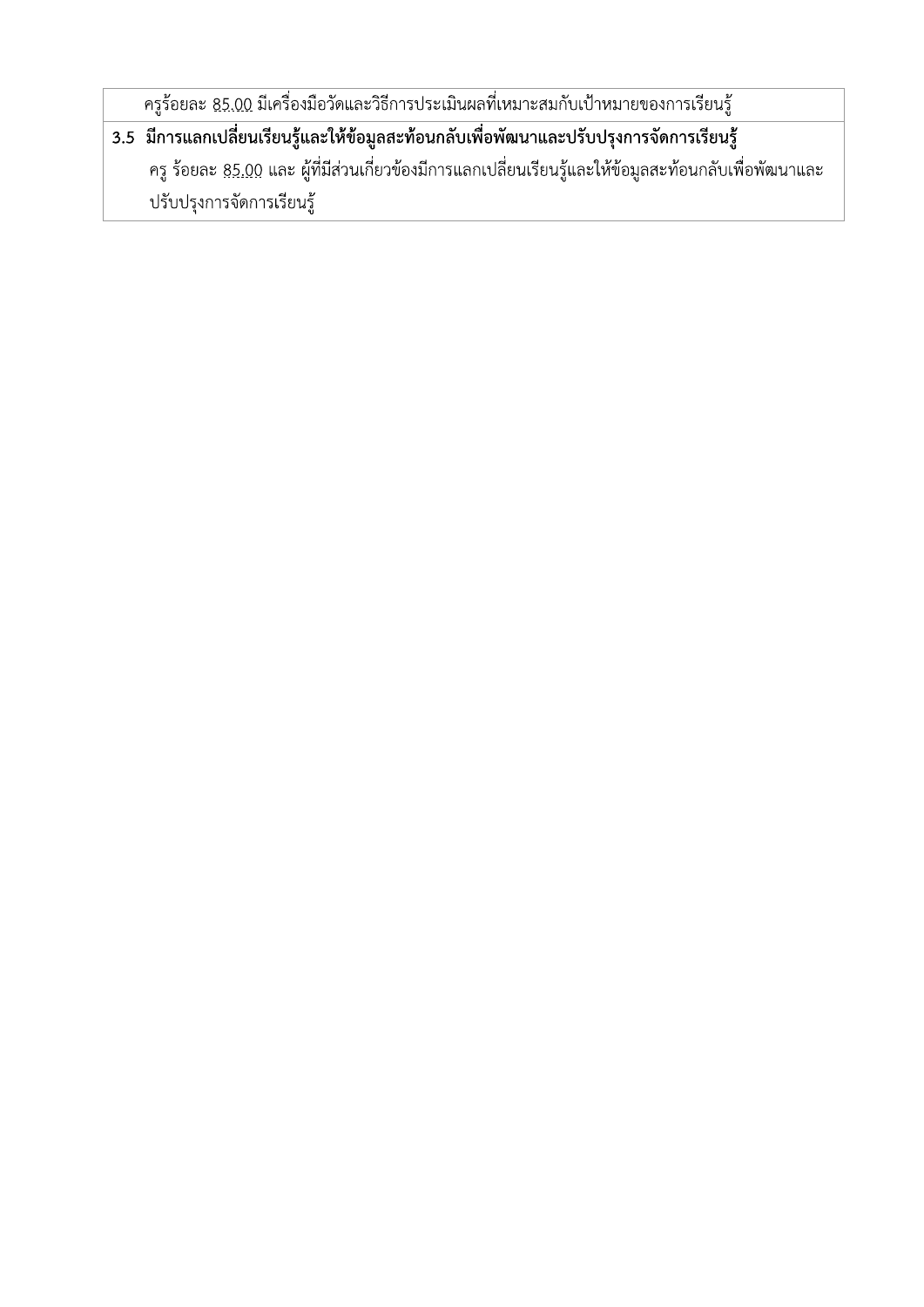ครูร้อยละ 85.00 มีเครื่องมือวัดและวิธีการประเมินผลที่เหมาะสมกับเป้าหมายของการเรียนรู้

**3.5 มีการแลกเปลี่ยนเรียนรู้และให้ข้อมูลสะท้อนกลับเพื่อพัฒนาและปรับปรุงการจัดการเรียนรู้**

ครู ร้อยละ 85.00 และ ผู้ที่มีส่วนเกี่ยวข้องมีการแลกเปลี่ยนเรียนรู้และให้ข้อมูลสะท้อนกลับเพื่อพัฒนาและปรับปรุงการจัดการเรียนรู้